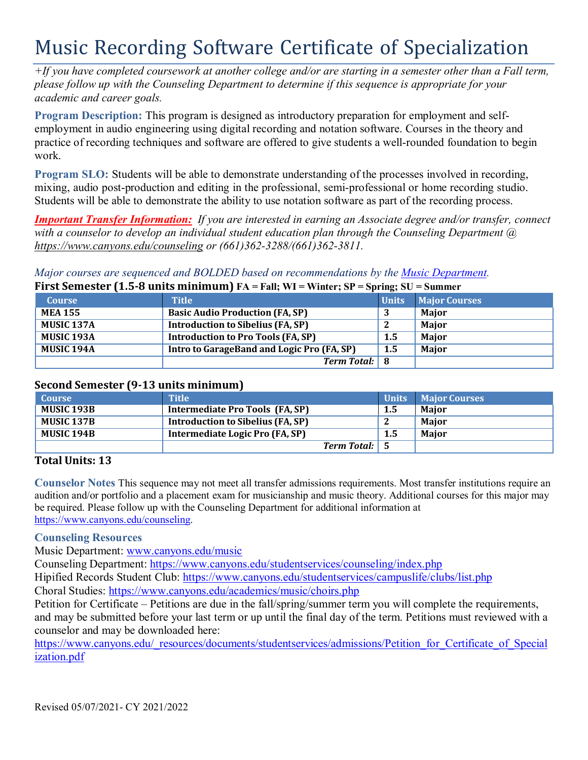# Music Recording Software Certificate of Specialization

*+If you have completed coursework at another college and/or are starting in a semester other than a Fall term, please follow up with the Counseling Department to determine if this sequence is appropriate for your academic and career goals.*

**Program Description:** This program is designed as introductory preparation for employment and self-employment in audio engineering using digital recording and notation software. Courses in the theory and practice of recording techniques and software are offered to give students a well-rounded foundation to begin work.

**Program SLO:** Students will be able to demonstrate understanding of the processes involved in recording, mixing, audio post-production and editing in the professional, semi-professional or home recording studio. Students will be able to demonstrate the ability to use notation software as part of the recording process.

***Important Transfer Information:*** *If you are interested in earning an Associate degree and/or transfer, connect with a counselor to develop an individual student education plan through the Counseling Department @ https://www.canyons.edu/counseling or (661)362-3288/(661)362-3811.*

*Major courses are sequenced and BOLDED based on recommendations by the Music Department.*

**First Semester (1.5-8 units minimum)** FA = Fall; WI = Winter; SP = Spring; SU = Summer

| Course | Title | Units | Major Courses |
|---|---|---|---|
| **MEA 155** | **Basic Audio Production (FA, SP)** | **3** | **Major** |
| **MUSIC 137A** | **Introduction to Sibelius (FA, SP)** | **2** | **Major** |
| **MUSIC 193A** | **Introduction to Pro Tools (FA, SP)** | **1.5** | **Major** |
| **MUSIC 194A** | **Intro to GarageBand and Logic Pro (FA, SP)** | **1.5** | **Major** |
| | ***Term Total:*** | **8** | |

**Second Semester (9-13 units minimum)**

| Course | Title | Units | Major Courses |
|---|---|---|---|
| **MUSIC 193B** | **Intermediate Pro Tools (FA, SP)** | **1.5** | **Major** |
| **MUSIC 137B** | **Introduction to Sibelius (FA, SP)** | **2** | **Major** |
| **MUSIC 194B** | **Intermediate Logic Pro (FA, SP)** | **1.5** | **Major** |
| | ***Term Total:*** | **5** | |

**Total Units: 13**

**Counselor Notes** This sequence may not meet all transfer admissions requirements. Most transfer institutions require an audition and/or portfolio and a placement exam for musicianship and music theory. Additional courses for this major may be required. Please follow up with the Counseling Department for additional information at https://www.canyons.edu/counseling.

**Counseling Resources**

Music Department: www.canyons.edu/music

Counseling Department: https://www.canyons.edu/studentservices/counseling/index.php

Hipified Records Student Club: https://www.canyons.edu/studentservices/campuslife/clubs/list.php

Choral Studies: https://www.canyons.edu/academics/music/choirs.php

Petition for Certificate – Petitions are due in the fall/spring/summer term you will complete the requirements, and may be submitted before your last term or up until the final day of the term. Petitions must reviewed with a counselor and may be downloaded here: https://www.canyons.edu/_resources/documents/studentservices/admissions/Petition_for_Certificate_of_Specialization.pdf

Revised 05/07/2021- CY 2021/2022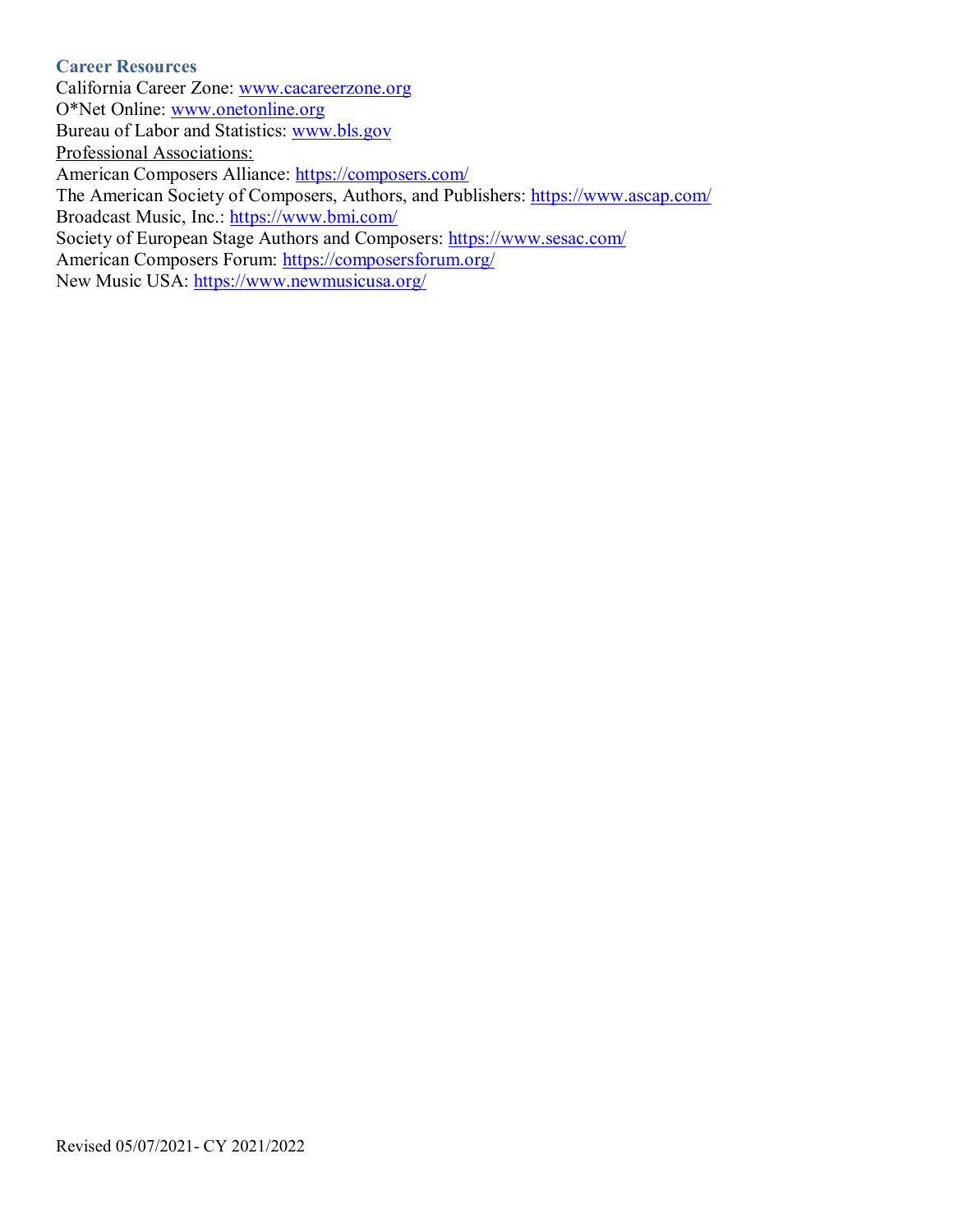### Career Resources

California Career Zone: www.cacareerzone.org
O*Net Online: www.onetonline.org
Bureau of Labor and Statistics: www.bls.gov
Professional Associations:
American Composers Alliance: https://composers.com/
The American Society of Composers, Authors, and Publishers: https://www.ascap.com/
Broadcast Music, Inc.: https://www.bmi.com/
Society of European Stage Authors and Composers: https://www.sesac.com/
American Composers Forum: https://composersforum.org/
New Music USA: https://www.newmusicusa.org/

Revised 05/07/2021- CY 2021/2022